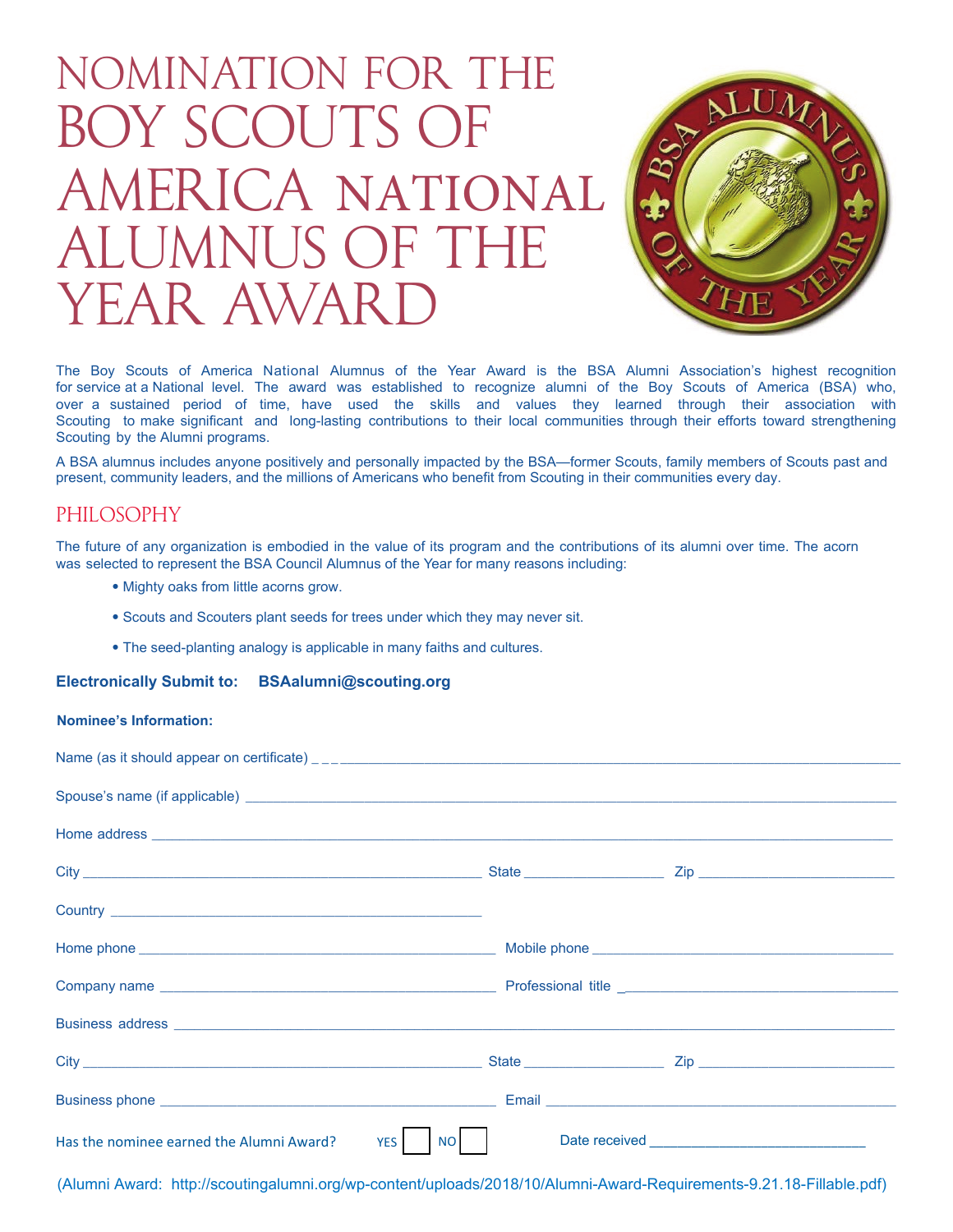# NOMINATION FOR THE BOY SCOUTS OF AMERICA NATIONAL ALUMNUS OF THE YEAR AWARD

The Boy Scouts of America National Alumnus of the Year Award is the BSA Alumni Association's highest recognition for service at a National level. The award was established to recognize alumni of the Boy Scouts of America (BSA) who, over a sustained period of time, have used the skills and values they learned through their association with Scouting to make significant and long-lasting contributions to their local communities through their efforts toward strengthening Scouting by the Alumni programs.

A BSA alumnus includes anyone positively and personally impacted by the BSA—former Scouts, family members of Scouts past and present, community leaders, and the millions of Americans who benefit from Scouting in their communities every day.

## PHILOSOPHY

The future of any organization is embodied in the value of its program and the contributions of its alumni over time. The acorn was selected to represent the BSA Council Alumnus of the Year for many reasons including:

- Mighty oaks from little acorns grow.
- Scouts and Scouters plant seeds for trees under which they may never sit.
- The seed-planting analogy is applicable in many faiths and cultures.

**Electronically Submit to: BSAalumni@scouting.org**

**Nominee's Information:**

Name (as it should appear on certificate) ___________________________________

Spouse's name (if applicable) ___________________________________

Home address ___________________________________

City ____________________ State ____________ Zip ____________

Country ____________________

Home phone ____________________ Mobile phone ____________________

Company name ____________________ Professional title ____________________

Business address ___________________________________

City ____________________ State ____________ Zip ____________

Business phone ____________________ Email ____________________

Has the nominee earned the Alumni Award? YES ☐ NO ☐ Date received ____________________

(Alumni Award: http://scoutingalumni.org/wp-content/uploads/2018/10/Alumni-Award-Requirements-9.21.18-Fillable.pdf)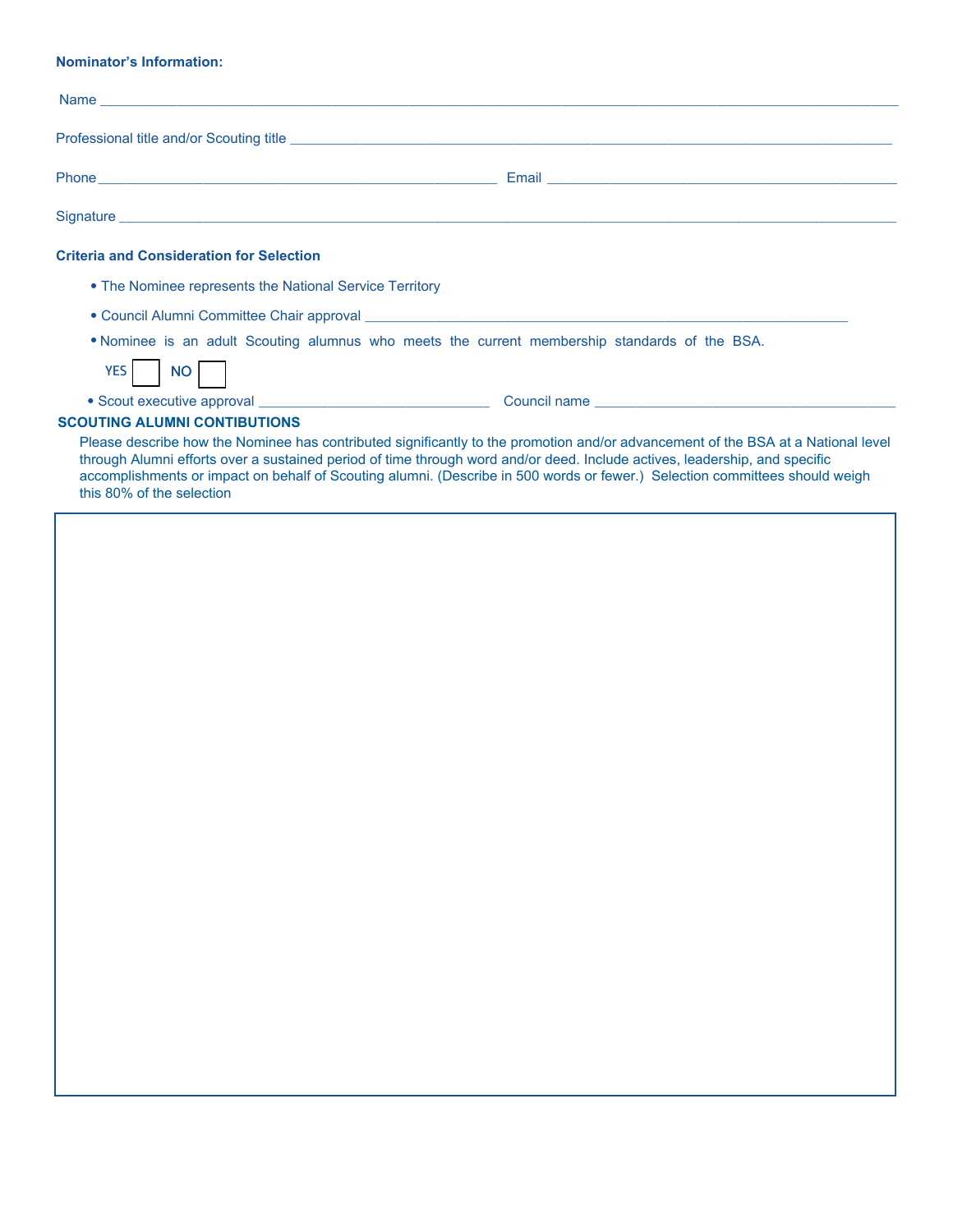**Nominator's Information:**

Name ______________________________________________________________________________

Professional title and/or Scouting title ________________________________________________________

Phone ____________________________________________ Email ______________________________________

Signature __________________________________________________________________________

**Criteria and Consideration for Selection**

- The Nominee represents the National Service Territory
- Council Alumni Committee Chair approval ______________________________________________________
- Nominee is an adult Scouting alumnus who meets the current membership standards of the BSA.

  YES ☐ NO ☐

- Scout executive approval ____________________________ Council name ____________________________________

**SCOUTING ALUMNI CONTIBUTIONS**

Please describe how the Nominee has contributed significantly to the promotion and/or advancement of the BSA at a National level through Alumni efforts over a sustained period of time through word and/or deed. Include actives, leadership, and specific accomplishments or impact on behalf of Scouting alumni. (Describe in 500 words or fewer.) Selection committees should weigh this 80% of the selection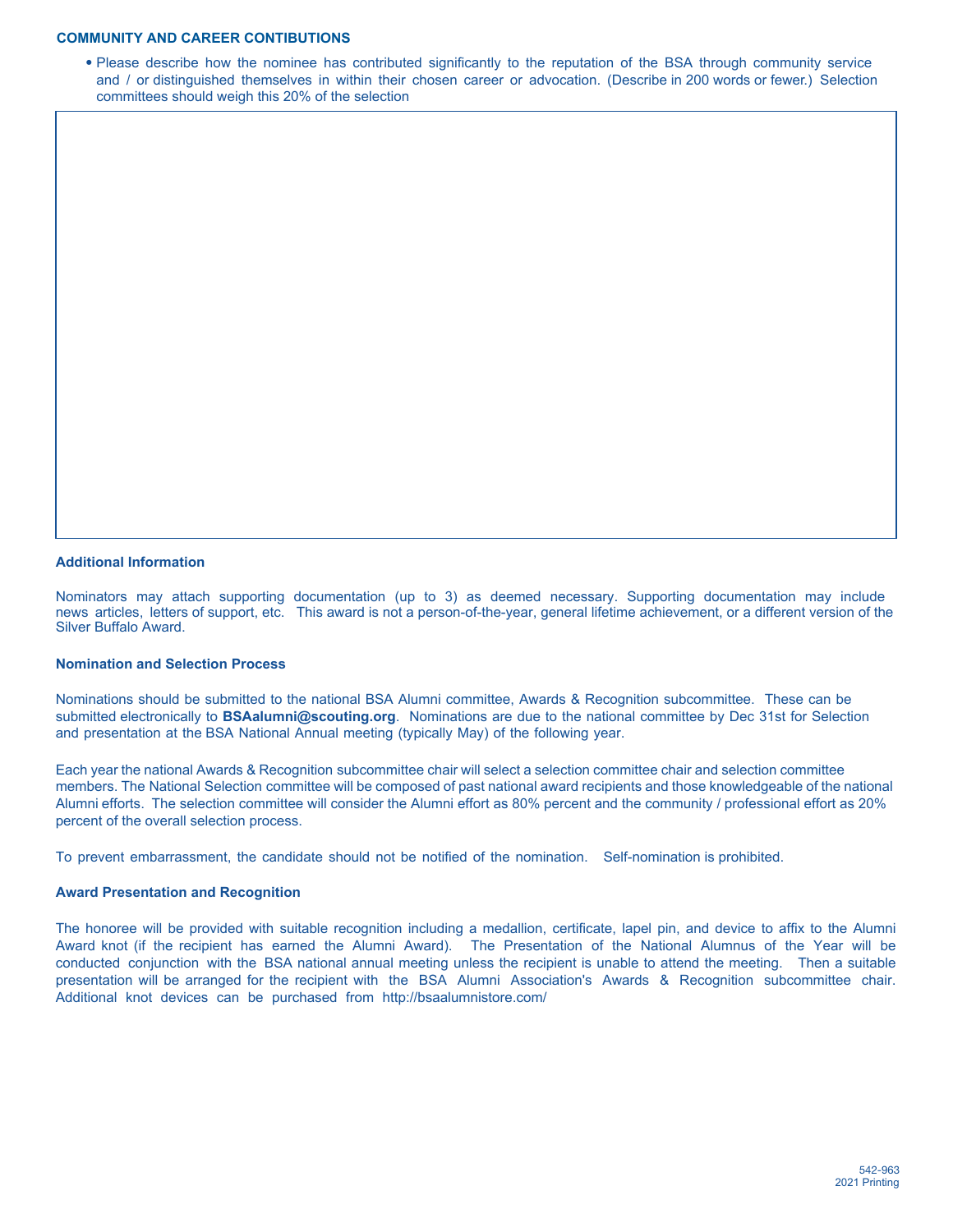## COMMUNITY AND CAREER CONTIBUTIONS

- Please describe how the nominee has contributed significantly to the reputation of the BSA through community service and / or distinguished themselves in within their chosen career or advocation. (Describe in 200 words or fewer.) Selection committees should weigh this 20% of the selection

### Additional Information

Nominators may attach supporting documentation (up to 3) as deemed necessary. Supporting documentation may include news articles, letters of support, etc. This award is not a person-of-the-year, general lifetime achievement, or a different version of the Silver Buffalo Award.

### Nomination and Selection Process

Nominations should be submitted to the national BSA Alumni committee, Awards & Recognition subcommittee. These can be submitted electronically to **BSAalumni@scouting.org**. Nominations are due to the national committee by Dec 31st for Selection and presentation at the BSA National Annual meeting (typically May) of the following year.

Each year the national Awards & Recognition subcommittee chair will select a selection committee chair and selection committee members. The National Selection committee will be composed of past national award recipients and those knowledgeable of the national Alumni efforts. The selection committee will consider the Alumni effort as 80% percent and the community / professional effort as 20% percent of the overall selection process.

To prevent embarrassment, the candidate should not be notified of the nomination. Self-nomination is prohibited.

### Award Presentation and Recognition

The honoree will be provided with suitable recognition including a medallion, certificate, lapel pin, and device to affix to the Alumni Award knot (if the recipient has earned the Alumni Award). The Presentation of the National Alumnus of the Year will be conducted conjunction with the BSA national annual meeting unless the recipient is unable to attend the meeting. Then a suitable presentation will be arranged for the recipient with the BSA Alumni Association's Awards & Recognition subcommittee chair. Additional knot devices can be purchased from http://bsaalumnistore.com/

542-963
2021 Printing